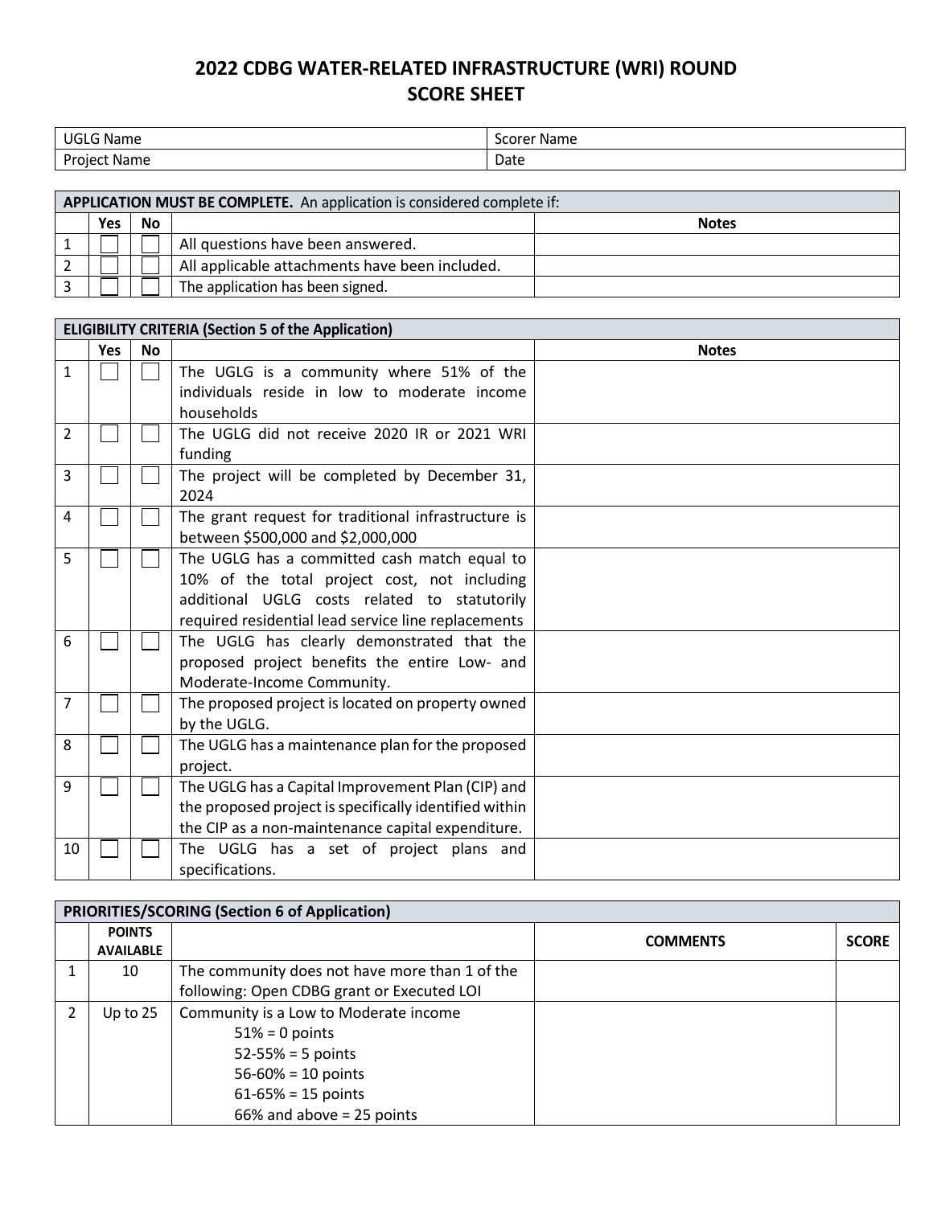# 2022 CDBG WATER-RELATED INFRASTRUCTURE (WRI) ROUND
## SCORE SHEET

| UGLG Name | Scorer Name |
| --- | --- |
| Project Name | Date |

| **APPLICATION MUST BE COMPLETE.** An application is considered complete if: | | | | |
| --- | --- | --- | --- | --- |
| | Yes | No | | Notes |
| 1 | ☐ | ☐ | All questions have been answered. | |
| 2 | ☐ | ☐ | All applicable attachments have been included. | |
| 3 | ☐ | ☐ | The application has been signed. | |

| **ELIGIBILITY CRITERIA (Section 5 of the Application)** | | | | |
| --- | --- | --- | --- | --- |
| | Yes | No | | Notes |
| 1 | ☐ | ☐ | The UGLG is a community where 51% of the individuals reside in low to moderate income households | |
| 2 | ☐ | ☐ | The UGLG did not receive 2020 IR or 2021 WRI funding | |
| 3 | ☐ | ☐ | The project will be completed by December 31, 2024 | |
| 4 | ☐ | ☐ | The grant request for traditional infrastructure is between $500,000 and $2,000,000 | |
| 5 | ☐ | ☐ | The UGLG has a committed cash match equal to 10% of the total project cost, not including additional UGLG costs related to statutorily required residential lead service line replacements | |
| 6 | ☐ | ☐ | The UGLG has clearly demonstrated that the proposed project benefits the entire Low- and Moderate-Income Community. | |
| 7 | ☐ | ☐ | The proposed project is located on property owned by the UGLG. | |
| 8 | ☐ | ☐ | The UGLG has a maintenance plan for the proposed project. | |
| 9 | ☐ | ☐ | The UGLG has a Capital Improvement Plan (CIP) and the proposed project is specifically identified within the CIP as a non-maintenance capital expenditure. | |
| 10 | ☐ | ☐ | The UGLG has a set of project plans and specifications. | |

| **PRIORITIES/SCORING (Section 6 of Application)** | | | | |
| --- | --- | --- | --- | --- |
| | POINTS AVAILABLE | | COMMENTS | SCORE |
| 1 | 10 | The community does not have more than 1 of the following: Open CDBG grant or Executed LOI | | |
| 2 | Up to 25 | Community is a Low to Moderate income<br>51% = 0 points<br>52-55% = 5 points<br>56-60% = 10 points<br>61-65% = 15 points<br>66% and above = 25 points | | |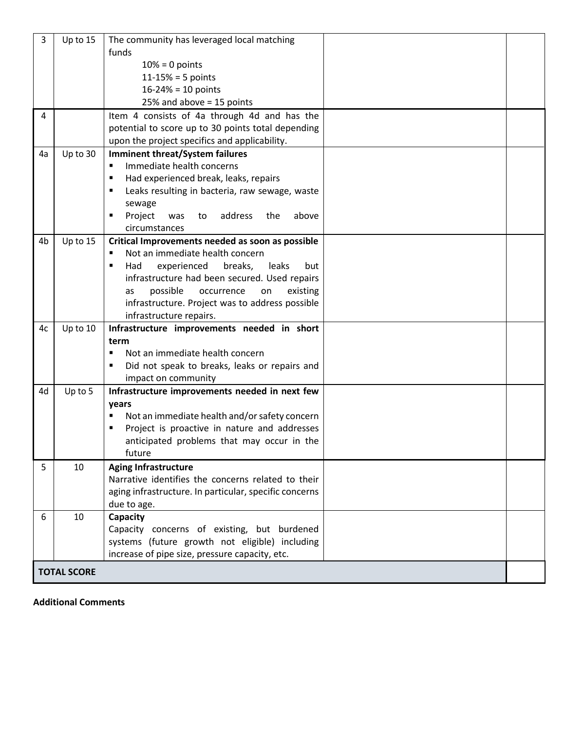| | | | | |
|---|---|---|---|---|
| 3 | Up to 15 | The community has leveraged local matching funds<br>10% = 0 points<br>11-15% = 5 points<br>16-24% = 10 points<br>25% and above = 15 points | | |
| 4 | | Item 4 consists of 4a through 4d and has the potential to score up to 30 points total depending upon the project specifics and applicability. | | |
| 4a | Up to 30 | **Imminent threat/System failures**<br>▪ Immediate health concerns<br>▪ Had experienced break, leaks, repairs<br>▪ Leaks resulting in bacteria, raw sewage, waste sewage<br>▪ Project was to address the above circumstances | | |
| 4b | Up to 15 | **Critical Improvements needed as soon as possible**<br>▪ Not an immediate health concern<br>▪ Had experienced breaks, leaks but infrastructure had been secured. Used repairs as possible occurrence on existing infrastructure. Project was to address possible infrastructure repairs. | | |
| 4c | Up to 10 | **Infrastructure improvements needed in short term**<br>▪ Not an immediate health concern<br>▪ Did not speak to breaks, leaks or repairs and impact on community | | |
| 4d | Up to 5 | **Infrastructure improvements needed in next few years**<br>▪ Not an immediate health and/or safety concern<br>▪ Project is proactive in nature and addresses anticipated problems that may occur in the future | | |
| 5 | 10 | **Aging Infrastructure**<br>Narrative identifies the concerns related to their aging infrastructure. In particular, specific concerns due to age. | | |
| 6 | 10 | **Capacity**<br>Capacity concerns of existing, but burdened systems (future growth not eligible) including increase of pipe size, pressure capacity, etc. | | |
| **TOTAL SCORE** | | | | |

**Additional Comments**